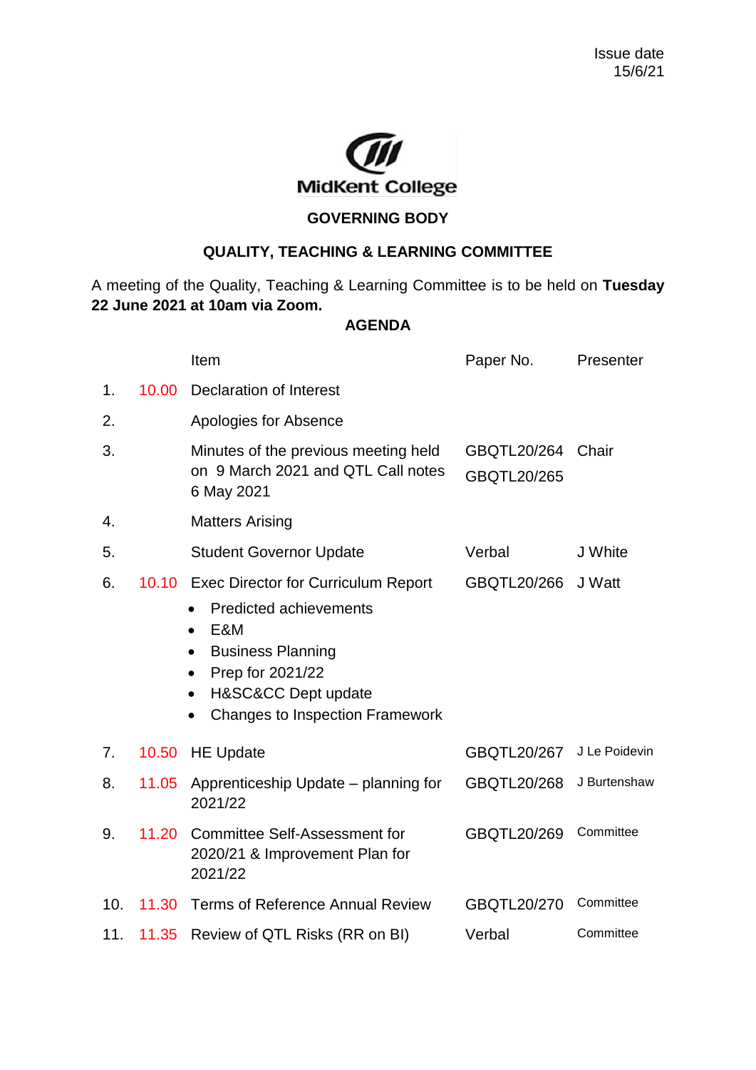Issue date
15/6/21

MidKent College

**GOVERNING BODY**

**QUALITY, TEACHING & LEARNING COMMITTEE**

A meeting of the Quality, Teaching & Learning Committee is to be held on **Tuesday 22 June 2021 at 10am via Zoom.**

**AGENDA**

| | | Item | Paper No. | Presenter |
|---|---|---|---|---|
| 1. | 10.00 | Declaration of Interest | | |
| 2. | | Apologies for Absence | | |
| 3. | | Minutes of the previous meeting held on 9 March 2021 and QTL Call notes 6 May 2021 | GBQTL20/264<br>GBQTL20/265 | Chair |
| 4. | | Matters Arising | | |
| 5. | | Student Governor Update | Verbal | J White |
| 6. | 10.10 | Exec Director for Curriculum Report<br>• Predicted achievements<br>• E&M<br>• Business Planning<br>• Prep for 2021/22<br>• H&SC&CC Dept update<br>• Changes to Inspection Framework | GBQTL20/266 | J Watt |
| 7. | 10.50 | HE Update | GBQTL20/267 | J Le Poidevin |
| 8. | 11.05 | Apprenticeship Update – planning for 2021/22 | GBQTL20/268 | J Burtenshaw |
| 9. | 11.20 | Committee Self-Assessment for 2020/21 & Improvement Plan for 2021/22 | GBQTL20/269 | Committee |
| 10. | 11.30 | Terms of Reference Annual Review | GBQTL20/270 | Committee |
| 11. | 11.35 | Review of QTL Risks (RR on BI) | Verbal | Committee |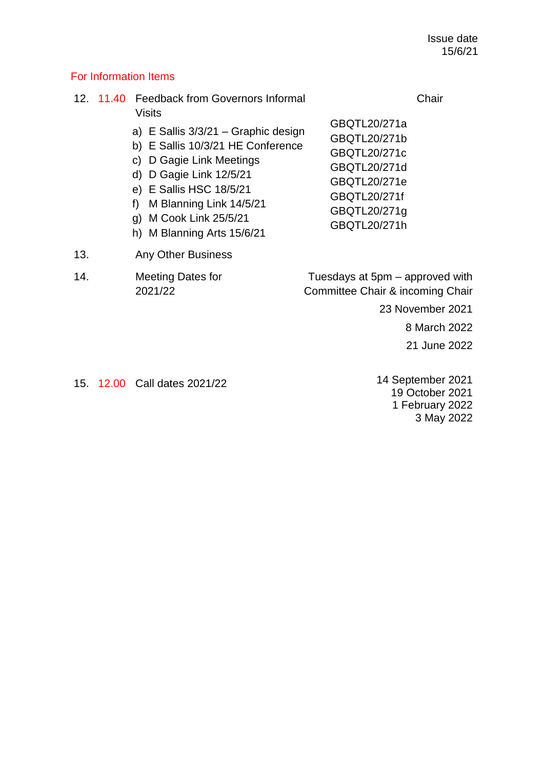Issue date
15/6/21

## For Information Items

| | | | |
|---|---|---|---|
| 12. | 11.40 | Feedback from Governors Informal Visits | Chair |
| | | a) E Sallis 3/3/21 – Graphic design | GBQTL20/271a |
| | | b) E Sallis 10/3/21 HE Conference | GBQTL20/271b |
| | | c) D Gagie Link Meetings | GBQTL20/271c |
| | | d) D Gagie Link 12/5/21 | GBQTL20/271d |
| | | e) E Sallis HSC 18/5/21 | GBQTL20/271e |
| | | f) M Blanning Link 14/5/21 | GBQTL20/271f |
| | | g) M Cook Link 25/5/21 | GBQTL20/271g |
| | | h) M Blanning Arts 15/6/21 | GBQTL20/271h |
| 13. | | Any Other Business | |
| 14. | | Meeting Dates for 2021/22 | Tuesdays at 5pm – approved with Committee Chair & incoming Chair<br>23 November 2021<br>8 March 2022<br>21 June 2022 |
| 15. | 12.00 | Call dates 2021/22 | 14 September 2021<br>19 October 2021<br>1 February 2022<br>3 May 2022 |